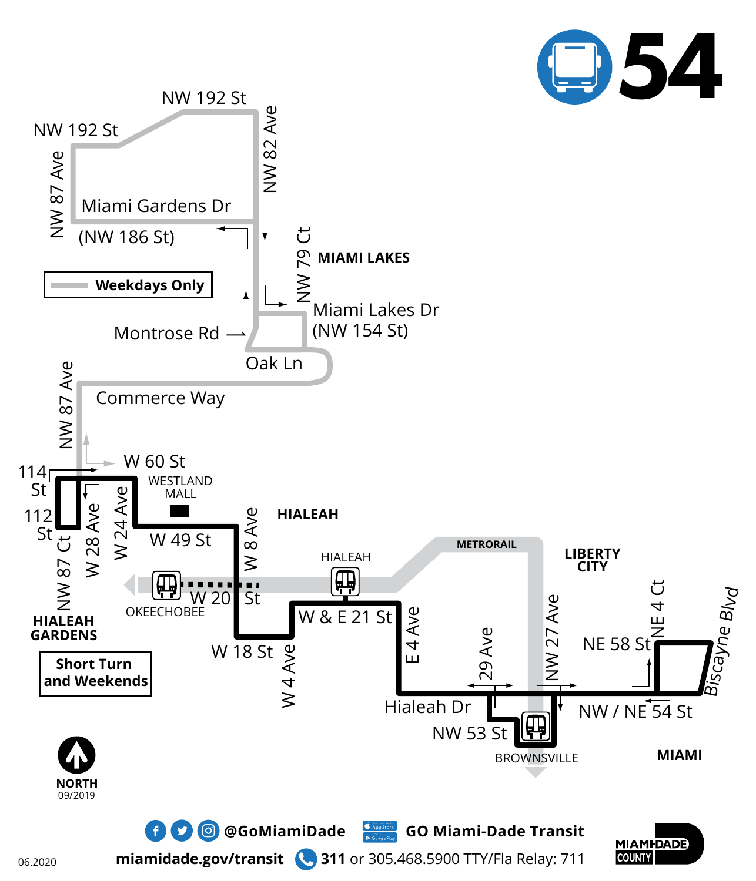# 54

NW 192 St

NW 192 St

NW 82 Ave

NW 87 Ave

Miami Gardens Dr

(NW 186 St)

NW 79 Ct

MIAMI LAKES

**Weekdays Only**

Miami Lakes Dr

(NW 154 St)

Montrose Rd

Oak Ln

NW 87 Ave

Commerce Way

W 60 St

114 St

WESTLAND MALL

112 St

W 28 Ave

W 24 Ave

W 49 St

W 8 Ave

HIALEAH

METRORAIL

LIBERTY CITY

HIALEAH

NW 87 Ct

OKEECHOBEE

W 20 St

W & E 21 St

E 4 Ave

NE 4 Ct

Biscayne Blvd

HIALEAH GARDENS

W 18 St

W 4 Ave

29 Ave

NW 27 Ave

NE 58 St

**Short Turn and Weekends**

Hialeah Dr

NW / NE 54 St

NW 53 St

BROWNSVILLE

MIAMI

NORTH

09/2019

@GoMiamiDade

GO Miami-Dade Transit

miamidade.gov/transit

311 or 305.468.5900 TTY/Fla Relay: 711

MIAMI-DADE COUNTY

06.2020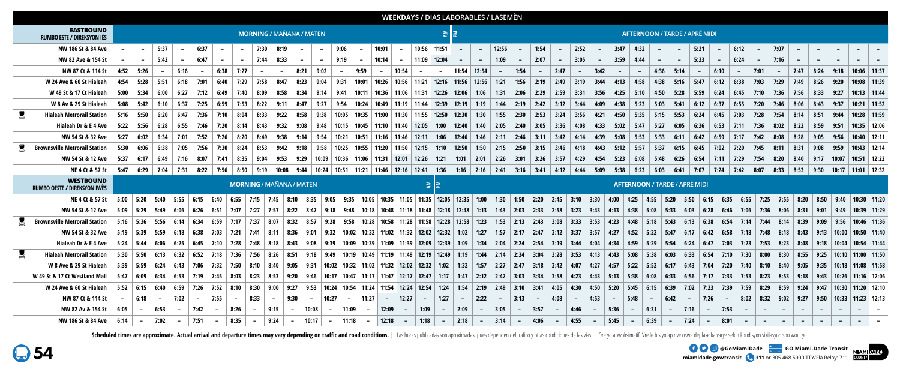# WEEKDAYS / DIAS LABORABLES / LASEMÈN

| EASTBOUND RUMBO ESTE / DIREKSYON IÈS | MORNING / MAÑANA / MATEN | | | | | | | | | | | | | | | AM | PM | | | | | | | | AFTERNOON / TARDE / APRÈ MIDI | | | | | | | | | | | | | |
|---|---|---|---|---|---|---|---|---|---|---|---|---|---|---|---|---|---|---|---|---|---|---|---|---|---|---|---|---|---|---|---|---|---|---|---|---|---|---|
| NW 186 St & 84 Ave | - | - | 5:37 | - | 6:37 | - | - | 7:30 | 8:19 | - | - | 9:06 | - | 10:01 | - | 10:56 | 11:51 | - | - | 12:56 | - | 1:54 | - | 2:52 | - | 3:47 | 4:32 | - | - | 5:21 | - | 6:12 | - | 7:07 | - | - | - | - | - |
| NW 82 Ave & 154 St | - | - | 5:42 | - | 6:47 | - | - | 7:44 | 8:33 | - | - | 9:19 | - | 10:14 | - | 11:09 | 12:04 | - | - | 1:09 | - | 2:07 | - | 3:05 | - | 3:59 | 4:44 | - | - | 5:33 | - | 6:24 | - | 7:16 | - | - | - | - | - |
| NW 87 Ct & 114 St | 4:52 | 5:26 | - | 6:16 | - | 6:38 | 7:27 | - | - | 8:21 | 9:02 | - | 9:59 | - | 10:54 | - | - | 11:54 | 12:54 | - | 1:54 | - | 2:47 | - | 3:42 | - | - | 4:36 | 5:14 | - | 6:10 | - | 7:01 | - | 7:47 | 8:24 | 9:18 | 10:06 | 11:37 |
| W 24 Ave & 60 St Hialeah | 4:54 | 5:28 | 5:51 | 6:18 | 7:01 | 6:40 | 7:29 | 7:58 | 8:47 | 8:23 | 9:04 | 9:31 | 10:01 | 10:26 | 10:56 | 11:21 | 12:16 | 11:56 | 12:56 | 1:21 | 1:56 | 2:19 | 2:49 | 3:19 | 3:44 | 4:13 | 4:58 | 4:38 | 5:16 | 5:47 | 6:12 | 6:38 | 7:03 | 7:29 | 7:49 | 8:26 | 9:20 | 10:08 | 11:39 |
| W 49 St & 17 Ct Hialeah | 5:00 | 5:34 | 6:00 | 6:27 | 7:12 | 6:49 | 7:40 | 8:09 | 8:58 | 8:34 | 9:14 | 9:41 | 10:11 | 10:36 | 11:06 | 11:31 | 12:26 | 12:06 | 1:06 | 1:31 | 2:06 | 2:29 | 2:59 | 3:31 | 3:56 | 4:25 | 5:10 | 4:50 | 5:28 | 5:59 | 6:24 | 6:45 | 7:10 | 7:36 | 7:56 | 8:33 | 9:27 | 10:13 | 11:44 |
| W 8 Ave & 29 St Hialeah | 5:08 | 5:42 | 6:10 | 6:37 | 7:25 | 6:59 | 7:53 | 8:22 | 9:11 | 8:47 | 9:27 | 9:54 | 10:24 | 10:49 | 11:19 | 11:44 | 12:39 | 12:19 | 1:19 | 1:44 | 2:19 | 2:42 | 3:12 | 3:44 | 4:09 | 4:38 | 5:23 | 5:03 | 5:41 | 6:12 | 6:37 | 6:55 | 7:20 | 7:46 | 8:06 | 8:43 | 9:37 | 10:21 | 11:52 |
| Hialeah Metrorail Station | 5:16 | 5:50 | 6:20 | 6:47 | 7:36 | 7:10 | 8:04 | 8:33 | 9:22 | 8:58 | 9:38 | 10:05 | 10:35 | 11:00 | 11:30 | 11:55 | 12:50 | 12:30 | 1:30 | 1:55 | 2:30 | 2:53 | 3:24 | 3:56 | 4:21 | 4:50 | 5:35 | 5:15 | 5:53 | 6:24 | 6:45 | 7:03 | 7:28 | 7:54 | 8:14 | 8:51 | 9:44 | 10:28 | 11:59 |
| Hialeah Dr & E 4 Ave | 5:22 | 5:56 | 6:28 | 6:55 | 7:46 | 7:20 | 8:14 | 8:43 | 9:32 | 9:08 | 9:48 | 10:15 | 10:45 | 11:10 | 11:40 | 12:05 | 1:00 | 12:40 | 1:40 | 2:05 | 2:40 | 3:05 | 3:36 | 4:08 | 4:33 | 5:02 | 5:47 | 5:27 | 6:05 | 6:36 | 6:53 | 7:11 | 7:36 | 8:02 | 8:22 | 8:59 | 9:51 | 10:35 | 12:06 |
| NW 54 St & 32 Ave | 5:27 | 6:02 | 6:34 | 7:01 | 7:52 | 7:26 | 8:20 | 8:49 | 9:38 | 9:14 | 9:54 | 10:21 | 10:51 | 11:16 | 11:46 | 12:11 | 1:06 | 12:46 | 1:46 | 2:11 | 2:46 | 3:11 | 3:42 | 4:14 | 4:39 | 5:08 | 5:53 | 5:33 | 6:11 | 6:42 | 6:59 | 7:17 | 7:42 | 8:08 | 8:28 | 9:05 | 9:56 | 10:40 | 12:11 |
| Brownsville Metrorail Station | 5:30 | 6:06 | 6:38 | 7:05 | 7:56 | 7:30 | 8:24 | 8:53 | 9:42 | 9:18 | 9:58 | 10:25 | 10:55 | 11:20 | 11:50 | 12:15 | 1:10 | 12:50 | 1:50 | 2:15 | 2:50 | 3:15 | 3:46 | 4:18 | 4:43 | 5:12 | 5:57 | 5:37 | 6:15 | 6:45 | 7:02 | 7:20 | 7:45 | 8:11 | 8:31 | 9:08 | 9:59 | 10:43 | 12:14 |
| NW 54 St & 12 Ave | 5:37 | 6:17 | 6:49 | 7:16 | 8:07 | 7:41 | 8:35 | 9:04 | 9:53 | 9:29 | 10:09 | 10:36 | 11:06 | 11:31 | 12:01 | 12:26 | 1:21 | 1:01 | 2:01 | 2:26 | 3:01 | 3:26 | 3:57 | 4:29 | 4:54 | 5:23 | 6:08 | 5:48 | 6:26 | 6:54 | 7:11 | 7:29 | 7:54 | 8:20 | 8:40 | 9:17 | 10:07 | 10:51 | 12:22 |
| NE 4 Ct & 57 St | 5:47 | 6:29 | 7:04 | 7:31 | 8:22 | 7:56 | 8:50 | 9:19 | 10:08 | 9:44 | 10:24 | 10:51 | 11:21 | 11:46 | 12:16 | 12:41 | 1:36 | 1:16 | 2:16 | 2:41 | 3:16 | 3:41 | 4:12 | 4:44 | 5:09 | 5:38 | 6:23 | 6:03 | 6:41 | 7:07 | 7:24 | 7:42 | 8:07 | 8:33 | 8:53 | 9:30 | 10:17 | 11:01 | 12:32 |

| WESTBOUND RUMBO OESTE / DIREKSYON IWÈS | MORNING / MAÑANA / MATEN | | | | | | | | | | | | | | | | AM | PM | | | | | | | | | AFTERNOON / TARDE / APRÈ MIDI | | | | | | | | | | | | | | |
|---|---|---|---|---|---|---|---|---|---|---|---|---|---|---|---|---|---|---|---|---|---|---|---|---|---|---|---|---|---|---|---|---|---|---|---|---|---|---|---|---|
| NE 4 Ct & 57 St | 5:00 | 5:20 | 5:40 | 5:55 | 6:15 | 6:40 | 6:55 | 7:15 | 7:45 | 8:10 | 8:35 | 9:05 | 9:35 | 10:05 | 10:35 | 11:05 | 11:35 | 12:05 | 12:35 | 1:00 | 1:30 | 1:50 | 2:20 | 2:45 | 3:10 | 3:30 | 4:00 | 4:25 | 4:55 | 5:20 | 5:50 | 6:15 | 6:35 | 6:55 | 7:25 | 7:55 | 8:20 | 8:50 | 9:40 | 10:30 | 11:20 |
| NW 54 St & 12 Ave | 5:09 | 5:29 | 5:49 | 6:06 | 6:26 | 6:51 | 7:07 | 7:27 | 7:57 | 8:22 | 8:47 | 9:18 | 9:48 | 10:18 | 10:48 | 11:18 | 11:48 | 12:18 | 12:48 | 1:13 | 1:43 | 2:03 | 2:33 | 2:58 | 3:23 | 3:43 | 4:13 | 4:38 | 5:08 | 5:33 | 6:03 | 6:28 | 6:46 | 7:06 | 7:36 | 8:06 | 8:31 | 9:01 | 9:49 | 10:39 | 11:29 |
| Brownsville Metrorail Station | 5:16 | 5:36 | 5:56 | 6:14 | 6:34 | 6:59 | 7:17 | 7:37 | 8:07 | 8:32 | 8:57 | 9:28 | 9:58 | 10:28 | 10:58 | 11:28 | 11:58 | 12:28 | 12:58 | 1:23 | 1:53 | 2:13 | 2:43 | 3:08 | 3:33 | 3:53 | 4:23 | 4:48 | 5:18 | 5:43 | 6:13 | 6:38 | 6:54 | 7:14 | 7:44 | 8:14 | 8:39 | 9:09 | 9:56 | 10:46 | 11:36 |
| NW 54 St & 32 Ave | 5:19 | 5:39 | 5:59 | 6:18 | 6:38 | 7:03 | 7:21 | 7:41 | 8:11 | 8:36 | 9:01 | 9:32 | 10:02 | 10:32 | 11:02 | 11:32 | 12:02 | 12:32 | 1:02 | 1:27 | 1:57 | 2:17 | 2:47 | 3:12 | 3:37 | 3:57 | 4:27 | 4:52 | 5:22 | 5:47 | 6:17 | 6:42 | 6:58 | 7:18 | 7:48 | 8:18 | 8:43 | 9:13 | 10:00 | 10:50 | 11:40 |
| Hialeah Dr & E 4 Ave | 5:24 | 5:44 | 6:06 | 6:25 | 6:45 | 7:10 | 7:28 | 7:48 | 8:18 | 8:43 | 9:08 | 9:39 | 10:09 | 10:39 | 11:09 | 11:39 | 12:09 | 12:39 | 1:09 | 1:34 | 2:04 | 2:24 | 2:54 | 3:19 | 3:44 | 4:04 | 4:34 | 4:59 | 5:29 | 5:54 | 6:24 | 6:47 | 7:03 | 7:23 | 7:53 | 8:23 | 8:48 | 9:18 | 10:04 | 10:54 | 11:44 |
| Hialeah Metrorail Station | 5:30 | 5:50 | 6:13 | 6:32 | 6:52 | 7:18 | 7:36 | 7:56 | 8:26 | 8:51 | 9:18 | 9:49 | 10:19 | 10:49 | 11:19 | 11:49 | 12:19 | 12:49 | 1:19 | 1:44 | 2:14 | 2:34 | 3:04 | 3:28 | 3:53 | 4:13 | 4:43 | 5:08 | 5:38 | 6:03 | 6:33 | 6:54 | 7:10 | 7:30 | 8:00 | 8:30 | 8:55 | 9:25 | 10:10 | 11:00 | 11:50 |
| W 8 Ave & 29 St Hialeah | 5:39 | 5:59 | 6:24 | 6:43 | 7:06 | 7:32 | 7:50 | 8:10 | 8:40 | 9:05 | 9:31 | 10:02 | 10:32 | 11:02 | 11:32 | 12:02 | 12:32 | 1:02 | 1:32 | 1:57 | 2:27 | 2:47 | 3:18 | 3:42 | 4:07 | 4:27 | 4:57 | 5:22 | 5:52 | 6:17 | 6:43 | 7:04 | 7:20 | 7:40 | 8:10 | 8:40 | 9:05 | 9:35 | 10:18 | 11:08 | 11:58 |
| W 49 St & 17 Ct Westland Mall | 5:47 | 6:09 | 6:34 | 6:53 | 7:19 | 7:45 | 8:03 | 8:23 | 8:53 | 9:20 | 9:46 | 10:17 | 10:47 | 11:17 | 11:47 | 12:17 | 12:47 | 1:17 | 1:47 | 2:12 | 2:42 | 3:03 | 3:34 | 3:58 | 4:23 | 4:43 | 5:13 | 5:38 | 6:08 | 6:33 | 6:56 | 7:17 | 7:33 | 7:53 | 8:23 | 8:53 | 9:18 | 9:43 | 10:26 | 11:16 | 12:06 |
| W 24 Ave & 60 St Hialeah | 5:52 | 6:15 | 6:40 | 6:59 | 7:26 | 7:52 | 8:10 | 8:30 | 9:00 | 9:27 | 9:53 | 10:24 | 10:54 | 11:24 | 11:54 | 12:24 | 12:54 | 1:24 | 1:54 | 2:19 | 2:49 | 3:10 | 3:41 | 4:05 | 4:30 | 4:50 | 5:20 | 5:45 | 6:15 | 6:39 | 7:02 | 7:23 | 7:39 | 7:59 | 8:29 | 8:59 | 9:24 | 9:47 | 10:30 | 11:20 | 12:10 |
| NW 87 Ct & 114 St | - | 6:18 | - | 7:02 | - | 7:55 | - | 8:33 | - | 9:30 | - | 10:27 | - | 11:27 | - | 12:27 | - | 1:27 | - | 2:22 | - | 3:13 | - | 4:08 | - | 4:53 | - | 5:48 | - | 6:42 | - | 7:26 | - | 8:02 | 8:32 | 9:02 | 9:27 | 9:50 | 10:33 | 11:23 | 12:13 |
| NW 82 Ave & 154 St | 6:05 | - | 6:53 | - | 7:42 | - | 8:26 | - | 9:15 | - | 10:08 | - | 11:09 | - | 12:09 | - | 1:09 | - | 2:09 | - | 3:05 | - | 3:57 | - | 4:46 | - | 5:36 | - | 6:31 | - | 7:16 | - | 7:53 | - | - | - | - | - | - | - | - |
| NW 186 St & 84 Ave | 6:14 | - | 7:02 | - | 7:51 | - | 8:35 | - | 9:24 | - | 10:17 | - | 11:18 | - | 12:18 | - | 1:18 | - | 2:18 | - | 3:14 | - | 4:06 | - | 4:55 | - | 5:45 | - | 6:39 | - | 7:24 | - | 8:01 | - | - | - | - | - | - | - | - |

Scheduled times are approximate. Actual arrival and departure times may vary depending on traffic and road conditions. | Las horas publicadas son aproximadas, pues dependen del trafico y otras condiciones de las vías. | Ore yo apwoksimatif. Vre lè bis yo ap rive oswa deplase ka varye selon kondisyon sikilasyon sou wout yo.

54

@GoMiamiDade GO Miami-Dade Transit

miamidade.gov/transit 311 or 305.468.5900 TTY/Fla Relay: 711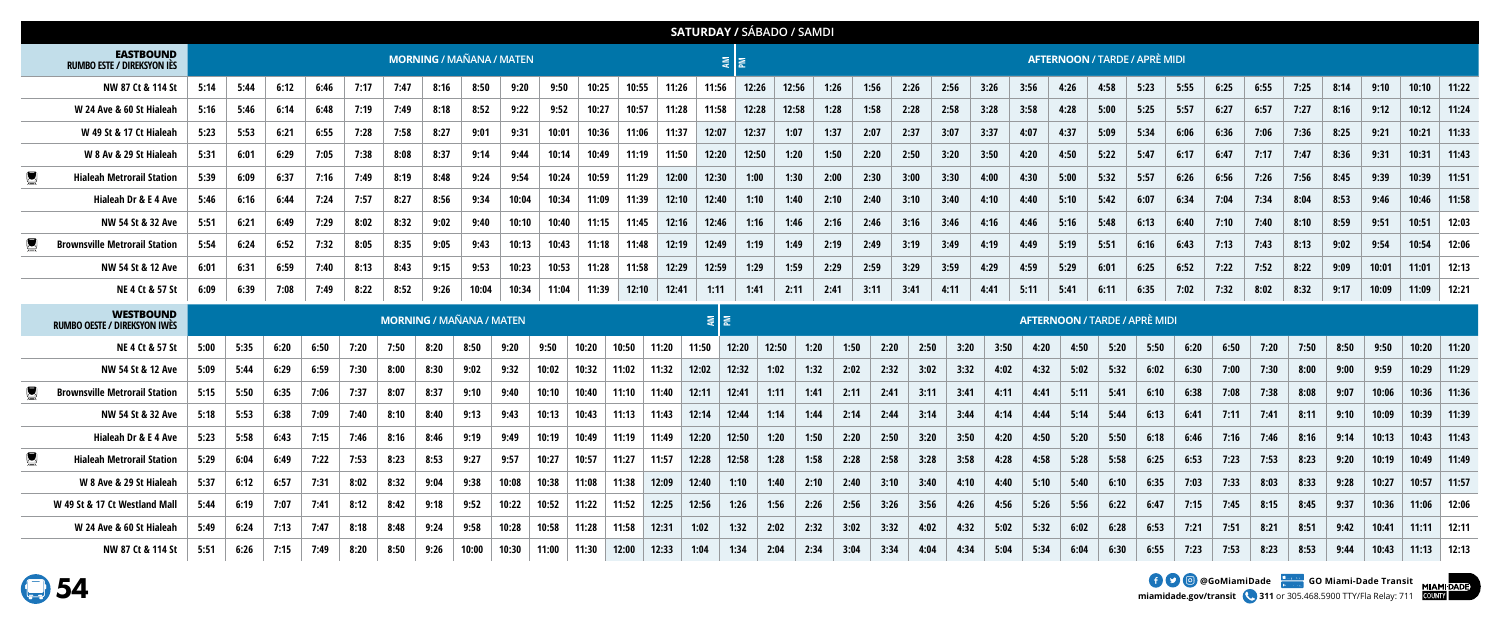## SATURDAY / SÁBADO / SAMDI

| EASTBOUND RUMBO ESTE / DIREKSYON IÈS | MORNING / MAÑANA / MATEN | | | | | | | | | | | | | | AM / PM | AFTERNOON / TARDE / APRÈ MIDI | | | | | | | | | | | | | | | | | | | | |
|---|---|---|---|---|---|---|---|---|---|---|---|---|---|---|---|---|---|---|---|---|---|---|---|---|---|---|---|---|---|---|---|---|---|---|---|---|
| NW 87 Ct & 114 St | 5:14 | 5:44 | 6:12 | 6:46 | 7:17 | 7:47 | 8:16 | 8:50 | 9:20 | 9:50 | 10:25 | 10:55 | 11:26 | 11:56 | 12:26 | 12:56 | 1:26 | 1:56 | 2:26 | 2:56 | 3:26 | 3:56 | 4:26 | 4:58 | 5:23 | 5:55 | 6:25 | 6:55 | 7:25 | 8:14 | 9:10 | 10:10 | 11:22 |
| W 24 Ave & 60 St Hialeah | 5:16 | 5:46 | 6:14 | 6:48 | 7:19 | 7:49 | 8:18 | 8:52 | 9:22 | 9:52 | 10:27 | 10:57 | 11:28 | 11:58 | 12:28 | 12:58 | 1:28 | 1:58 | 2:28 | 2:58 | 3:28 | 3:58 | 4:28 | 5:00 | 5:25 | 5:57 | 6:27 | 6:57 | 7:27 | 8:16 | 9:12 | 10:12 | 11:24 |
| W 49 St & 17 Ct Hialeah | 5:23 | 5:53 | 6:21 | 6:55 | 7:28 | 7:58 | 8:27 | 9:01 | 9:31 | 10:01 | 10:36 | 11:06 | 11:37 | 12:07 | 12:37 | 1:07 | 1:37 | 2:07 | 2:37 | 3:07 | 3:37 | 4:07 | 4:37 | 5:09 | 5:34 | 6:06 | 6:36 | 7:06 | 7:36 | 8:25 | 9:21 | 10:21 | 11:33 |
| W 8 Av & 29 St Hialeah | 5:31 | 6:01 | 6:29 | 7:05 | 7:38 | 8:08 | 8:37 | 9:14 | 9:44 | 10:14 | 10:49 | 11:19 | 11:50 | 12:20 | 12:50 | 1:20 | 1:50 | 2:20 | 2:50 | 3:20 | 3:50 | 4:20 | 4:50 | 5:22 | 5:47 | 6:17 | 6:47 | 7:17 | 7:47 | 8:36 | 9:31 | 10:31 | 11:43 |
| Hialeah Metrorail Station | 5:39 | 6:09 | 6:37 | 7:16 | 7:49 | 8:19 | 8:48 | 9:24 | 9:54 | 10:24 | 10:59 | 11:29 | 12:00 | 12:30 | 1:00 | 1:30 | 2:00 | 2:30 | 3:00 | 3:30 | 4:00 | 4:30 | 5:00 | 5:32 | 5:57 | 6:26 | 6:56 | 7:26 | 7:56 | 8:45 | 9:39 | 10:39 | 11:51 |
| Hialeah Dr & E 4 Ave | 5:46 | 6:16 | 6:44 | 7:24 | 7:57 | 8:27 | 8:56 | 9:34 | 10:04 | 10:34 | 11:09 | 11:39 | 12:10 | 12:40 | 1:10 | 1:40 | 2:10 | 2:40 | 3:10 | 3:40 | 4:10 | 4:40 | 5:10 | 5:42 | 6:07 | 6:34 | 7:04 | 7:34 | 8:04 | 8:53 | 9:46 | 10:46 | 11:58 |
| NW 54 St & 32 Ave | 5:51 | 6:21 | 6:49 | 7:29 | 8:02 | 8:32 | 9:02 | 9:40 | 10:10 | 10:40 | 11:15 | 11:45 | 12:16 | 12:46 | 1:16 | 1:46 | 2:16 | 2:46 | 3:16 | 3:46 | 4:16 | 4:46 | 5:16 | 5:48 | 6:13 | 6:40 | 7:10 | 7:40 | 8:10 | 8:59 | 9:51 | 10:51 | 12:03 |
| Brownsville Metrorail Station | 5:54 | 6:24 | 6:52 | 7:32 | 8:05 | 8:35 | 9:05 | 9:43 | 10:13 | 10:43 | 11:18 | 11:48 | 12:19 | 12:49 | 1:19 | 1:49 | 2:19 | 2:49 | 3:19 | 3:49 | 4:19 | 4:49 | 5:19 | 5:51 | 6:16 | 6:43 | 7:13 | 7:43 | 8:13 | 9:02 | 9:54 | 10:54 | 12:06 |
| NW 54 St & 12 Ave | 6:01 | 6:31 | 6:59 | 7:40 | 8:13 | 8:43 | 9:15 | 9:53 | 10:23 | 10:53 | 11:28 | 11:58 | 12:29 | 12:59 | 1:29 | 1:59 | 2:29 | 2:59 | 3:29 | 3:59 | 4:29 | 4:59 | 5:29 | 6:01 | 6:25 | 6:52 | 7:22 | 7:52 | 8:22 | 9:09 | 10:01 | 11:01 | 12:13 |
| NE 4 Ct & 57 St | 6:09 | 6:39 | 7:08 | 7:49 | 8:22 | 8:52 | 9:26 | 10:04 | 10:34 | 11:04 | 11:39 | 12:10 | 12:41 | 1:11 | 1:41 | 2:11 | 2:41 | 3:11 | 3:41 | 4:11 | 4:41 | 5:11 | 5:41 | 6:11 | 6:35 | 7:02 | 7:32 | 8:02 | 8:32 | 9:17 | 10:09 | 11:09 | 12:21 |

| WESTBOUND RUMBO OESTE / DIREKSYON IWÈS | MORNING / MAÑANA / MATEN | | | | | | | | | | | | | | AM / PM | AFTERNOON / TARDE / APRÈ MIDI | | | | | | | | | | | | | | | | | | | | | |
|---|---|---|---|---|---|---|---|---|---|---|---|---|---|---|---|---|---|---|---|---|---|---|---|---|---|---|---|---|---|---|---|---|---|---|---|---|---|
| NE 4 Ct & 57 St | 5:00 | 5:35 | 6:20 | 6:50 | 7:20 | 7:50 | 8:20 | 8:50 | 9:20 | 9:50 | 10:20 | 10:50 | 11:20 | 11:50 | 12:20 | 12:50 | 1:20 | 1:50 | 2:20 | 2:50 | 3:20 | 3:50 | 4:20 | 4:50 | 5:20 | 5:50 | 6:20 | 6:50 | 7:20 | 7:50 | 8:50 | 9:50 | 10:20 | 11:20 |
| NW 54 St & 12 Ave | 5:09 | 5:44 | 6:29 | 6:59 | 7:30 | 8:00 | 8:30 | 9:02 | 9:32 | 10:02 | 10:32 | 11:02 | 11:32 | 12:02 | 12:32 | 1:02 | 1:32 | 2:02 | 2:32 | 3:02 | 3:32 | 4:02 | 4:32 | 5:02 | 5:32 | 6:02 | 6:30 | 7:00 | 7:30 | 8:00 | 9:00 | 9:59 | 10:29 | 11:29 |
| Brownsville Metrorail Station | 5:15 | 5:50 | 6:35 | 7:06 | 7:37 | 8:07 | 8:37 | 9:10 | 9:40 | 10:10 | 10:40 | 11:10 | 11:40 | 12:11 | 12:41 | 1:11 | 1:41 | 2:11 | 2:41 | 3:11 | 3:41 | 4:11 | 4:41 | 5:11 | 5:41 | 6:10 | 6:38 | 7:08 | 7:38 | 8:08 | 9:07 | 10:06 | 10:36 | 11:36 |
| NW 54 St & 32 Ave | 5:18 | 5:53 | 6:38 | 7:09 | 7:40 | 8:10 | 8:40 | 9:13 | 9:43 | 10:13 | 10:43 | 11:13 | 11:43 | 12:14 | 12:44 | 1:14 | 1:44 | 2:14 | 2:44 | 3:14 | 3:44 | 4:14 | 4:44 | 5:14 | 5:44 | 6:13 | 6:41 | 7:11 | 7:41 | 8:11 | 9:10 | 10:09 | 10:39 | 11:39 |
| Hialeah Dr & E 4 Ave | 5:23 | 5:58 | 6:43 | 7:15 | 7:46 | 8:16 | 8:46 | 9:19 | 9:49 | 10:19 | 10:49 | 11:19 | 11:49 | 12:20 | 12:50 | 1:20 | 1:50 | 2:20 | 2:50 | 3:20 | 3:50 | 4:20 | 4:50 | 5:20 | 5:50 | 6:18 | 6:46 | 7:16 | 7:46 | 8:16 | 9:14 | 10:13 | 10:43 | 11:43 |
| Hialeah Metrorail Station | 5:29 | 6:04 | 6:49 | 7:22 | 7:53 | 8:23 | 8:53 | 9:27 | 9:57 | 10:27 | 10:57 | 11:27 | 11:57 | 12:28 | 12:58 | 1:28 | 1:58 | 2:28 | 2:58 | 3:28 | 3:58 | 4:28 | 4:58 | 5:28 | 5:58 | 6:25 | 6:53 | 7:23 | 7:53 | 8:23 | 9:20 | 10:19 | 10:49 | 11:49 |
| W 8 Ave & 29 St Hialeah | 5:37 | 6:12 | 6:57 | 7:31 | 8:02 | 8:32 | 9:04 | 9:38 | 10:08 | 10:38 | 11:08 | 11:38 | 12:09 | 12:40 | 1:10 | 1:40 | 2:10 | 2:40 | 3:10 | 3:40 | 4:10 | 4:40 | 5:10 | 5:40 | 6:10 | 6:35 | 7:03 | 7:33 | 8:03 | 8:33 | 9:28 | 10:27 | 10:57 | 11:57 |
| W 49 St & 17 Ct Westland Mall | 5:44 | 6:19 | 7:07 | 7:41 | 8:12 | 8:42 | 9:18 | 9:52 | 10:22 | 10:52 | 11:22 | 11:52 | 12:25 | 12:56 | 1:26 | 1:56 | 2:26 | 2:56 | 3:26 | 3:56 | 4:26 | 4:56 | 5:26 | 5:56 | 6:22 | 6:47 | 7:15 | 7:45 | 8:15 | 8:45 | 9:37 | 10:36 | 11:06 | 12:06 |
| W 24 Ave & 60 St Hialeah | 5:49 | 6:24 | 7:13 | 7:47 | 8:18 | 8:48 | 9:24 | 9:58 | 10:28 | 10:58 | 11:28 | 11:58 | 12:31 | 1:02 | 1:32 | 2:02 | 2:32 | 3:02 | 3:32 | 4:02 | 4:32 | 5:02 | 5:32 | 6:02 | 6:28 | 6:53 | 7:21 | 7:51 | 8:21 | 8:51 | 9:42 | 10:41 | 11:11 | 12:11 |
| NW 87 Ct & 114 St | 5:51 | 6:26 | 7:15 | 7:49 | 8:20 | 8:50 | 9:26 | 10:00 | 10:30 | 11:00 | 11:30 | 12:00 | 12:33 | 1:04 | 1:34 | 2:04 | 2:34 | 3:04 | 3:34 | 4:04 | 4:34 | 5:04 | 5:34 | 6:04 | 6:30 | 6:55 | 7:23 | 7:53 | 8:23 | 8:53 | 9:44 | 10:43 | 11:13 | 12:13 |

54

@GoMiamiDade GO Miami-Dade Transit
miamidade.gov/transit 311 or 305.468.5900 TTY/Fla Relay: 711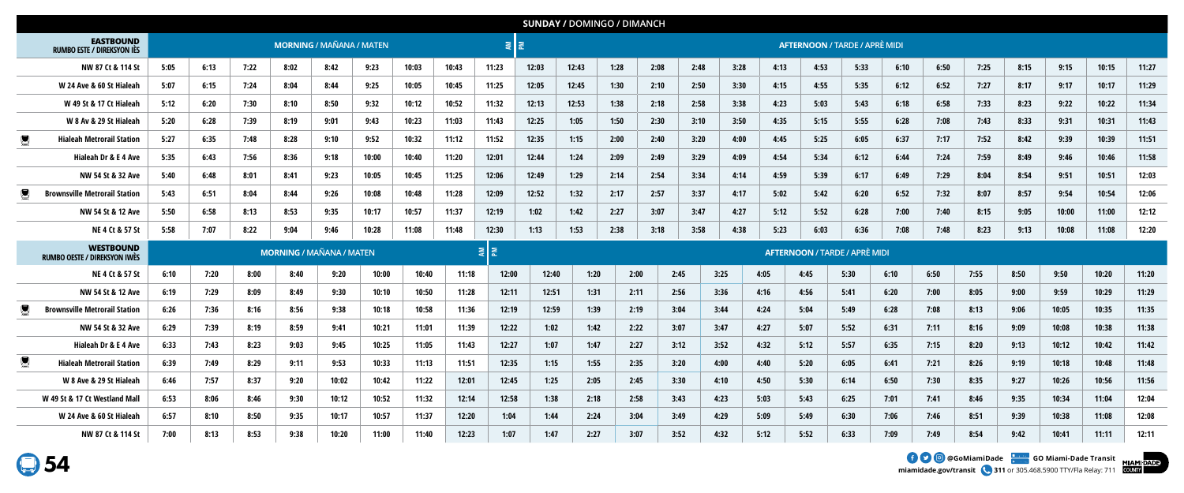## SUNDAY / DOMINGO / DIMANCH

| EASTBOUND RUMBO ESTE / DIREKSYON IÈS | MORNING / MAÑANA / MATEN | | | | | | | | AM / PM | | | | | | AFTERNOON / TARDE / APRÈ MIDI | | | | | | | | | | | |
|---|---|---|---|---|---|---|---|---|---|---|---|---|---|---|---|---|---|---|---|---|---|---|---|---|---|---|
| NW 87 Ct & 114 St | 5:05 | 6:13 | 7:22 | 8:02 | 8:42 | 9:23 | 10:03 | 10:43 | 11:23 | 12:03 | 12:43 | 1:28 | 2:08 | 2:48 | 3:28 | 4:13 | 4:53 | 5:33 | 6:10 | 6:50 | 7:25 | 8:15 | 9:15 | 10:15 | 11:27 |
| W 24 Ave & 60 St Hialeah | 5:07 | 6:15 | 7:24 | 8:04 | 8:44 | 9:25 | 10:05 | 10:45 | 11:25 | 12:05 | 12:45 | 1:30 | 2:10 | 2:50 | 3:30 | 4:15 | 4:55 | 5:35 | 6:12 | 6:52 | 7:27 | 8:17 | 9:17 | 10:17 | 11:29 |
| W 49 St & 17 Ct Hialeah | 5:12 | 6:20 | 7:30 | 8:10 | 8:50 | 9:32 | 10:12 | 10:52 | 11:32 | 12:13 | 12:53 | 1:38 | 2:18 | 2:58 | 3:38 | 4:23 | 5:03 | 5:43 | 6:18 | 6:58 | 7:33 | 8:23 | 9:22 | 10:22 | 11:34 |
| W 8 Ave & 29 St Hialeah | 5:20 | 6:28 | 7:39 | 8:19 | 9:01 | 9:43 | 10:23 | 11:03 | 11:43 | 12:25 | 1:05 | 1:50 | 2:30 | 3:10 | 3:50 | 4:35 | 5:15 | 5:55 | 6:28 | 7:08 | 7:43 | 8:33 | 9:31 | 10:31 | 11:43 |
| Hialeah Metrorail Station | 5:27 | 6:35 | 7:48 | 8:28 | 9:10 | 9:52 | 10:32 | 11:12 | 11:52 | 12:35 | 1:15 | 2:00 | 2:40 | 3:20 | 4:00 | 4:45 | 5:25 | 6:05 | 6:37 | 7:17 | 7:52 | 8:42 | 9:39 | 10:39 | 11:51 |
| Hialeah Dr & E 4 Ave | 5:35 | 6:43 | 7:56 | 8:36 | 9:18 | 10:00 | 10:40 | 11:20 | 12:01 | 12:44 | 1:24 | 2:09 | 2:49 | 3:29 | 4:09 | 4:54 | 5:34 | 6:12 | 6:44 | 7:24 | 7:59 | 8:49 | 9:46 | 10:46 | 11:58 |
| NW 54 St & 32 Ave | 5:40 | 6:48 | 8:01 | 8:41 | 9:23 | 10:05 | 10:45 | 11:25 | 12:06 | 12:49 | 1:29 | 2:14 | 2:54 | 3:34 | 4:14 | 4:59 | 5:39 | 6:17 | 6:49 | 7:29 | 8:04 | 8:54 | 9:51 | 10:51 | 12:03 |
| Brownsville Metrorail Station | 5:43 | 6:51 | 8:04 | 8:44 | 9:26 | 10:08 | 10:48 | 11:28 | 12:09 | 12:52 | 1:32 | 2:17 | 2:57 | 3:37 | 4:17 | 5:02 | 5:42 | 6:20 | 6:52 | 7:32 | 8:07 | 8:57 | 9:54 | 10:54 | 12:06 |
| NW 54 St & 12 Ave | 5:50 | 6:58 | 8:13 | 8:53 | 9:35 | 10:17 | 10:57 | 11:37 | 12:19 | 1:02 | 1:42 | 2:27 | 3:07 | 3:47 | 4:27 | 5:12 | 5:52 | 6:28 | 7:00 | 7:40 | 8:15 | 9:05 | 10:00 | 11:00 | 12:12 |
| NE 4 Ct & 57 St | 5:58 | 7:07 | 8:22 | 9:04 | 9:46 | 10:28 | 11:08 | 11:48 | 12:30 | 1:13 | 1:53 | 2:38 | 3:18 | 3:58 | 4:38 | 5:23 | 6:03 | 6:36 | 7:08 | 7:48 | 8:23 | 9:13 | 10:08 | 11:08 | 12:20 |

| WESTBOUND RUMBO OESTE / DIREKSYON IWÈS | MORNING / MAÑANA / MATEN | | | | | | | | AM / PM | | | | | | AFTERNOON / TARDE / APRÈ MIDI | | | | | | | | | | | |
|---|---|---|---|---|---|---|---|---|---|---|---|---|---|---|---|---|---|---|---|---|---|---|---|---|---|---|
| NE 4 Ct & 57 St | 6:10 | 7:20 | 8:00 | 8:40 | 9:20 | 10:00 | 10:40 | 11:18 | 12:00 | 12:40 | 1:20 | 2:00 | 2:45 | 3:25 | 4:05 | 4:45 | 5:30 | 6:10 | 6:50 | 7:55 | 8:50 | 9:50 | 10:20 | 11:20 |
| NW 54 St & 12 Ave | 6:19 | 7:29 | 8:09 | 8:49 | 9:30 | 10:10 | 10:50 | 11:28 | 12:11 | 12:51 | 1:31 | 2:11 | 2:56 | 3:36 | 4:16 | 4:56 | 5:41 | 6:20 | 7:00 | 8:05 | 9:00 | 9:59 | 10:29 | 11:29 |
| Brownsville Metrorail Station | 6:26 | 7:36 | 8:16 | 8:56 | 9:38 | 10:18 | 10:58 | 11:36 | 12:19 | 12:59 | 1:39 | 2:19 | 3:04 | 3:44 | 4:24 | 5:04 | 5:49 | 6:28 | 7:08 | 8:13 | 9:06 | 10:05 | 10:35 | 11:35 |
| NW 54 St & 32 Ave | 6:29 | 7:39 | 8:19 | 8:59 | 9:41 | 10:21 | 11:01 | 11:39 | 12:22 | 1:02 | 1:42 | 2:22 | 3:07 | 3:47 | 4:27 | 5:07 | 5:52 | 6:31 | 7:11 | 8:16 | 9:09 | 10:08 | 10:38 | 11:38 |
| Hialeah Dr & E 4 Ave | 6:33 | 7:43 | 8:23 | 9:03 | 9:45 | 10:25 | 11:05 | 11:43 | 12:27 | 1:07 | 1:47 | 2:27 | 3:12 | 3:52 | 4:32 | 5:12 | 5:57 | 6:35 | 7:15 | 8:20 | 9:13 | 10:12 | 10:42 | 11:42 |
| Hialeah Metrorail Station | 6:39 | 7:49 | 8:29 | 9:11 | 9:53 | 10:33 | 11:13 | 11:51 | 12:35 | 1:15 | 1:55 | 2:35 | 3:20 | 4:00 | 4:40 | 5:20 | 6:05 | 6:41 | 7:21 | 8:26 | 9:19 | 10:18 | 10:48 | 11:48 |
| W 8 Ave & 29 St Hialeah | 6:46 | 7:57 | 8:37 | 9:20 | 10:02 | 10:42 | 11:22 | 12:01 | 12:45 | 1:25 | 2:05 | 2:45 | 3:30 | 4:10 | 4:50 | 5:30 | 6:14 | 6:50 | 7:30 | 8:35 | 9:27 | 10:26 | 10:56 | 11:56 |
| W 49 St & 17 Ct Westland Mall | 6:53 | 8:06 | 8:46 | 9:30 | 10:12 | 10:52 | 11:32 | 12:14 | 12:58 | 1:38 | 2:18 | 2:58 | 3:43 | 4:23 | 5:03 | 5:43 | 6:25 | 7:01 | 7:41 | 8:46 | 9:35 | 10:34 | 11:04 | 12:04 |
| W 24 Ave & 60 St Hialeah | 6:57 | 8:10 | 8:50 | 9:35 | 10:17 | 10:57 | 11:37 | 12:20 | 1:04 | 1:44 | 2:24 | 3:04 | 3:49 | 4:29 | 5:09 | 5:49 | 6:30 | 7:06 | 7:46 | 8:51 | 9:39 | 10:38 | 11:08 | 12:08 |
| NW 87 Ct & 114 St | 7:00 | 8:13 | 8:53 | 9:38 | 10:20 | 11:00 | 11:40 | 12:23 | 1:07 | 1:47 | 2:27 | 3:07 | 3:52 | 4:32 | 5:12 | 5:52 | 6:33 | 7:09 | 7:49 | 8:54 | 9:42 | 10:41 | 11:11 | 12:11 |

54

@GoMiamiDade GO Miami-Dade Transit

miamidade.gov/transit 311 or 305.468.5900 TTY/Fla Relay: 711